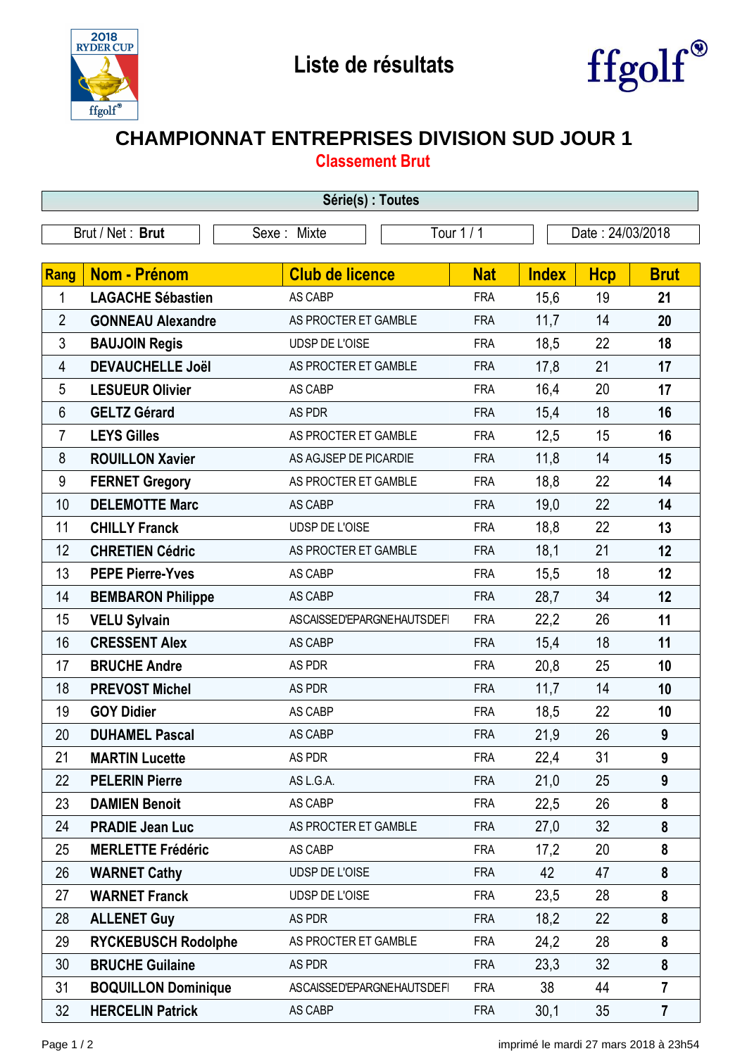# Liste de résultats

## CHAMPIONNAT ENTREPRISES DIVISION SUD JOUR 1

### Classement Brut

**Série(s) : Toutes**

| Brut / Net : **Brut** | Sexe : Mixte | Tour 1 / 1 | Date : 24/03/2018 |
|---|---|---|---|

| Rang | Nom - Prénom | Club de licence | Nat | Index | Hcp | Brut |
|---|---|---|---|---|---|---|
| 1 | **LAGACHE Sébastien** | AS CABP | FRA | 15,6 | 19 | **21** |
| 2 | **GONNEAU Alexandre** | AS PROCTER ET GAMBLE | FRA | 11,7 | 14 | **20** |
| 3 | **BAUJOIN Regis** | UDSP DE L'OISE | FRA | 18,5 | 22 | **18** |
| 4 | **DEVAUCHELLE Joël** | AS PROCTER ET GAMBLE | FRA | 17,8 | 21 | **17** |
| 5 | **LESUEUR Olivier** | AS CABP | FRA | 16,4 | 20 | **17** |
| 6 | **GELTZ Gérard** | AS PDR | FRA | 15,4 | 18 | **16** |
| 7 | **LEYS Gilles** | AS PROCTER ET GAMBLE | FRA | 12,5 | 15 | **16** |
| 8 | **ROUILLON Xavier** | AS AGJSEP DE PICARDIE | FRA | 11,8 | 14 | **15** |
| 9 | **FERNET Gregory** | AS PROCTER ET GAMBLE | FRA | 18,8 | 22 | **14** |
| 10 | **DELEMOTTE Marc** | AS CABP | FRA | 19,0 | 22 | **14** |
| 11 | **CHILLY Franck** | UDSP DE L'OISE | FRA | 18,8 | 22 | **13** |
| 12 | **CHRETIEN Cédric** | AS PROCTER ET GAMBLE | FRA | 18,1 | 21 | **12** |
| 13 | **PEPE Pierre-Yves** | AS CABP | FRA | 15,5 | 18 | **12** |
| 14 | **BEMBARON Philippe** | AS CABP | FRA | 28,7 | 34 | **12** |
| 15 | **VELU Sylvain** | ASCAISSED'EPARGNEHAUTSDEFI | FRA | 22,2 | 26 | **11** |
| 16 | **CRESSENT Alex** | AS CABP | FRA | 15,4 | 18 | **11** |
| 17 | **BRUCHE Andre** | AS PDR | FRA | 20,8 | 25 | **10** |
| 18 | **PREVOST Michel** | AS PDR | FRA | 11,7 | 14 | **10** |
| 19 | **GOY Didier** | AS CABP | FRA | 18,5 | 22 | **10** |
| 20 | **DUHAMEL Pascal** | AS CABP | FRA | 21,9 | 26 | **9** |
| 21 | **MARTIN Lucette** | AS PDR | FRA | 22,4 | 31 | **9** |
| 22 | **PELERIN Pierre** | AS L.G.A. | FRA | 21,0 | 25 | **9** |
| 23 | **DAMIEN Benoit** | AS CABP | FRA | 22,5 | 26 | **8** |
| 24 | **PRADIE Jean Luc** | AS PROCTER ET GAMBLE | FRA | 27,0 | 32 | **8** |
| 25 | **MERLETTE Frédéric** | AS CABP | FRA | 17,2 | 20 | **8** |
| 26 | **WARNET Cathy** | UDSP DE L'OISE | FRA | 42 | 47 | **8** |
| 27 | **WARNET Franck** | UDSP DE L'OISE | FRA | 23,5 | 28 | **8** |
| 28 | **ALLENET Guy** | AS PDR | FRA | 18,2 | 22 | **8** |
| 29 | **RYCKEBUSCH Rodolphe** | AS PROCTER ET GAMBLE | FRA | 24,2 | 28 | **8** |
| 30 | **BRUCHE Guilaine** | AS PDR | FRA | 23,3 | 32 | **8** |
| 31 | **BOQUILLON Dominique** | ASCAISSED'EPARGNEHAUTSDEFI | FRA | 38 | 44 | **7** |
| 32 | **HERCELIN Patrick** | AS CABP | FRA | 30,1 | 35 | **7** |

imprimé le mardi 27 mars 2018 à 23h54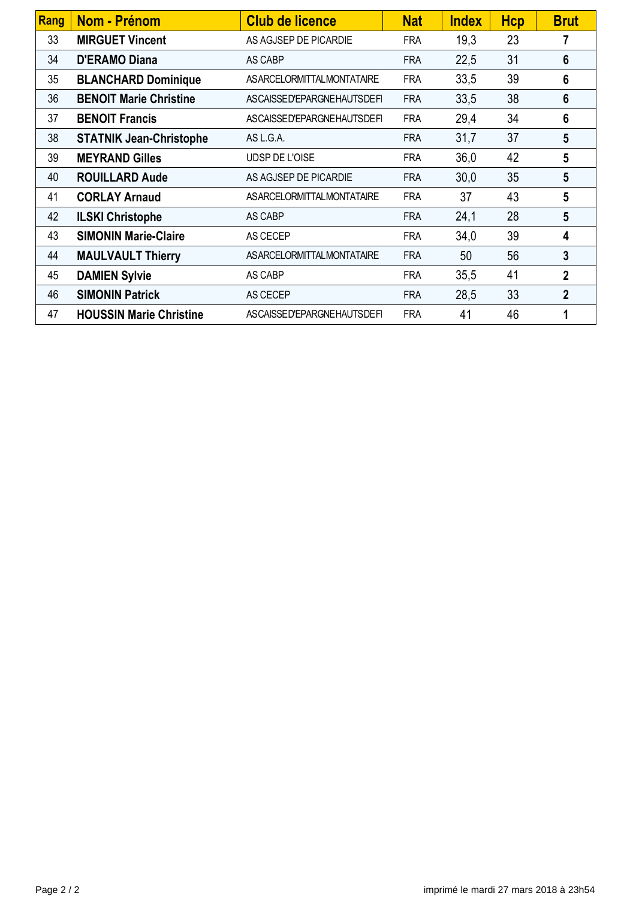| Rang | Nom - Prénom | Club de licence | Nat | Index | Hcp | Brut |
|---|---|---|---|---|---|---|
| 33 | **MIRGUET Vincent** | AS AGJSEP DE PICARDIE | FRA | 19,3 | 23 | **7** |
| 34 | **D'ERAMO Diana** | AS CABP | FRA | 22,5 | 31 | **6** |
| 35 | **BLANCHARD Dominique** | ASARCELORMITTALMONTATAIRE | FRA | 33,5 | 39 | **6** |
| 36 | **BENOIT Marie Christine** | ASCAISSED'EPARGNEHAUTSDEFI | FRA | 33,5 | 38 | **6** |
| 37 | **BENOIT Francis** | ASCAISSED'EPARGNEHAUTSDEFI | FRA | 29,4 | 34 | **6** |
| 38 | **STATNIK Jean-Christophe** | AS L.G.A. | FRA | 31,7 | 37 | **5** |
| 39 | **MEYRAND Gilles** | UDSP DE L'OISE | FRA | 36,0 | 42 | **5** |
| 40 | **ROUILLARD Aude** | AS AGJSEP DE PICARDIE | FRA | 30,0 | 35 | **5** |
| 41 | **CORLAY Arnaud** | ASARCELORMITTALMONTATAIRE | FRA | 37 | 43 | **5** |
| 42 | **ILSKI Christophe** | AS CABP | FRA | 24,1 | 28 | **5** |
| 43 | **SIMONIN Marie-Claire** | AS CECEP | FRA | 34,0 | 39 | **4** |
| 44 | **MAULVAULT Thierry** | ASARCELORMITTALMONTATAIRE | FRA | 50 | 56 | **3** |
| 45 | **DAMIEN Sylvie** | AS CABP | FRA | 35,5 | 41 | **2** |
| 46 | **SIMONIN Patrick** | AS CECEP | FRA | 28,5 | 33 | **2** |
| 47 | **HOUSSIN Marie Christine** | ASCAISSED'EPARGNEHAUTSDEFI | FRA | 41 | 46 | **1** |

imprimé le mardi 27 mars 2018 à 23h54